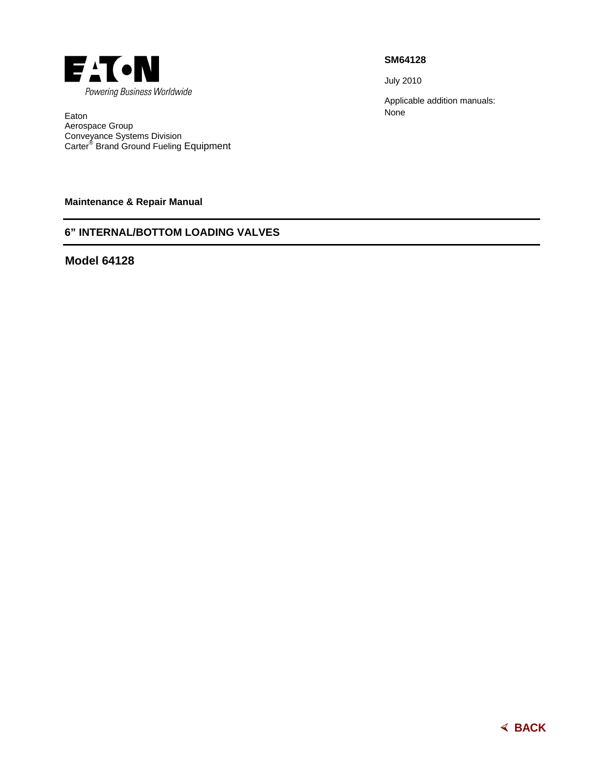EATON

Powering Business Worldwide

Eaton
Aerospace Group
Conveyance Systems Division
Carter® Brand Ground Fueling Equipment

**SM64128**

July 2010

Applicable addition manuals:
None

**Maintenance & Repair Manual**

## 6” INTERNAL/BOTTOM LOADING VALVES

## Model 64128

**BACK**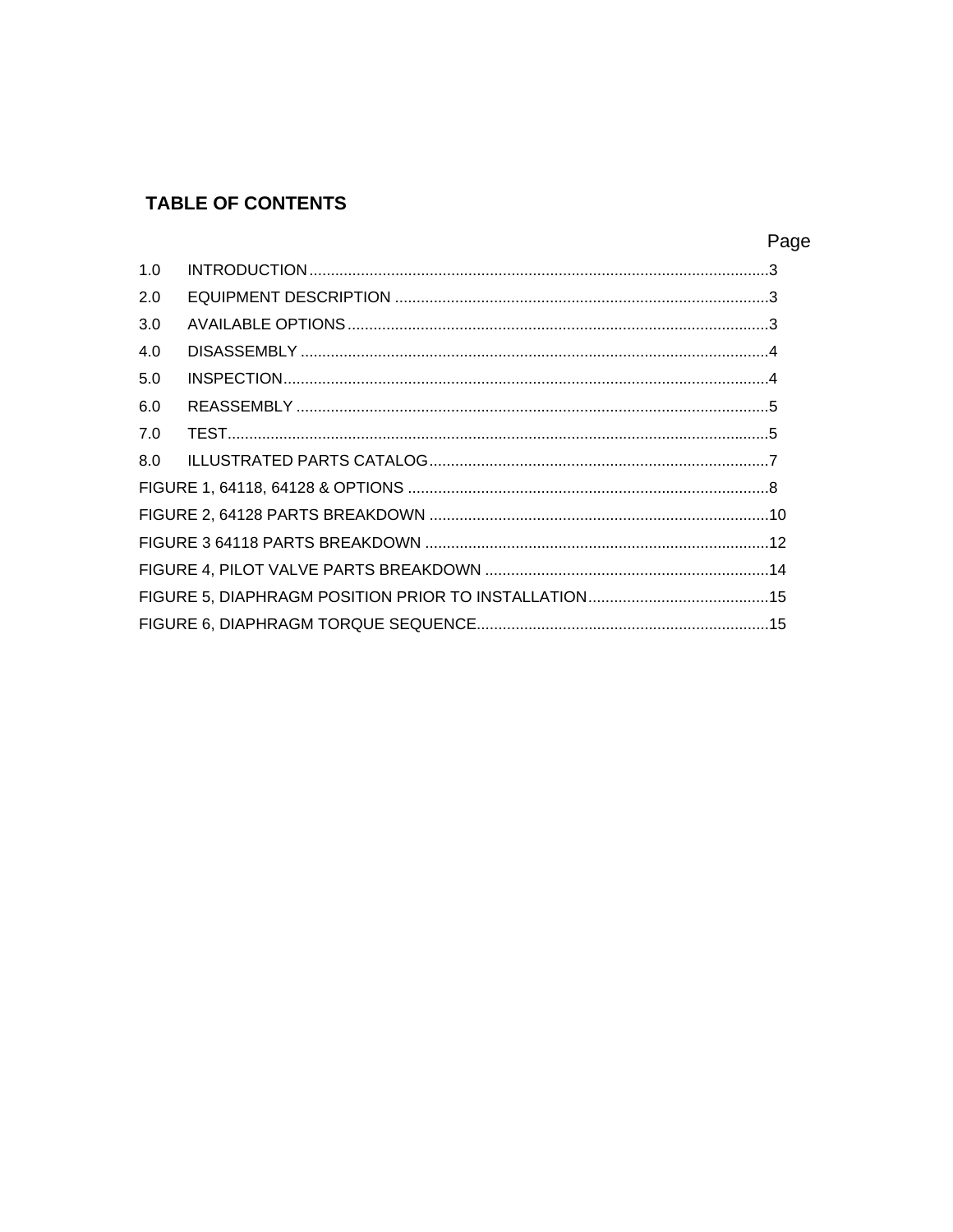## TABLE OF CONTENTS

| | | Page |
|---|---|---|
| 1.0 | INTRODUCTION | 3 |
| 2.0 | EQUIPMENT DESCRIPTION | 3 |
| 3.0 | AVAILABLE OPTIONS | 3 |
| 4.0 | DISASSEMBLY | 4 |
| 5.0 | INSPECTION | 4 |
| 6.0 | REASSEMBLY | 5 |
| 7.0 | TEST | 5 |
| 8.0 | ILLUSTRATED PARTS CATALOG | 7 |
| FIGURE 1, 64118, 64128 & OPTIONS | | 8 |
| FIGURE 2, 64128 PARTS BREAKDOWN | | 10 |
| FIGURE 3 64118 PARTS BREAKDOWN | | 12 |
| FIGURE 4, PILOT VALVE PARTS BREAKDOWN | | 14 |
| FIGURE 5, DIAPHRAGM POSITION PRIOR TO INSTALLATION | | 15 |
| FIGURE 6, DIAPHRAGM TORQUE SEQUENCE | | 15 |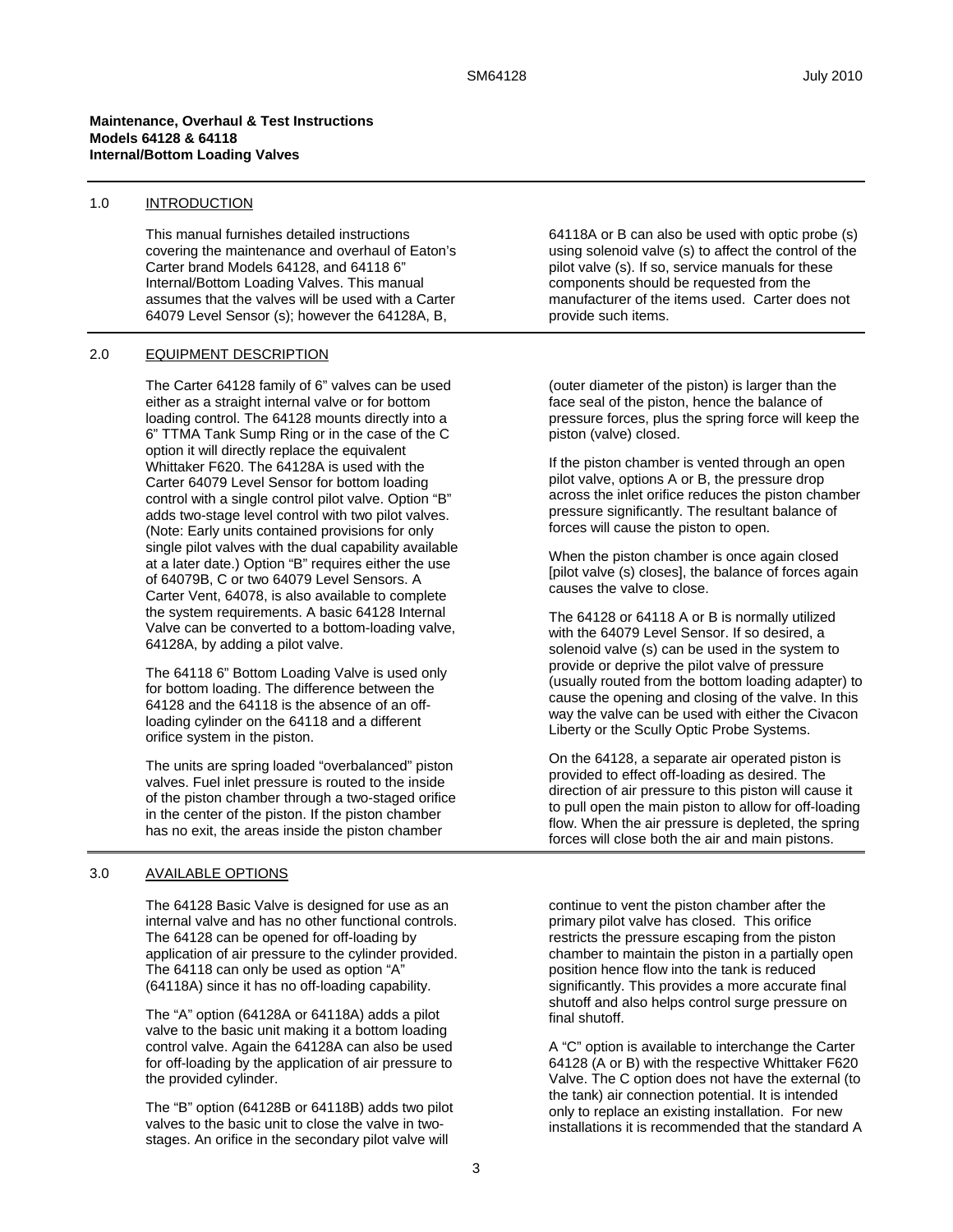**Maintenance, Overhaul & Test Instructions**
**Models 64128 & 64118**
**Internal/Bottom Loading Valves**

## 1.0 INTRODUCTION

This manual furnishes detailed instructions covering the maintenance and overhaul of Eaton's Carter brand Models 64128, and 64118 6" Internal/Bottom Loading Valves. This manual assumes that the valves will be used with a Carter 64079 Level Sensor (s); however the 64128A, B, 64118A or B can also be used with optic probe (s) using solenoid valve (s) to affect the control of the pilot valve (s). If so, service manuals for these components should be requested from the manufacturer of the items used. Carter does not provide such items.

## 2.0 EQUIPMENT DESCRIPTION

The Carter 64128 family of 6" valves can be used either as a straight internal valve or for bottom loading control. The 64128 mounts directly into a 6" TTMA Tank Sump Ring or in the case of the C option it will directly replace the equivalent Whittaker F620. The 64128A is used with the Carter 64079 Level Sensor for bottom loading control with a single control pilot valve. Option "B" adds two-stage level control with two pilot valves. (Note: Early units contained provisions for only single pilot valves with the dual capability available at a later date.) Option "B" requires either the use of 64079B, C or two 64079 Level Sensors. A Carter Vent, 64078, is also available to complete the system requirements. A basic 64128 Internal Valve can be converted to a bottom-loading valve, 64128A, by adding a pilot valve.

The 64118 6" Bottom Loading Valve is used only for bottom loading. The difference between the 64128 and the 64118 is the absence of an off-loading cylinder on the 64118 and a different orifice system in the piston.

The units are spring loaded "overbalanced" piston valves. Fuel inlet pressure is routed to the inside of the piston chamber through a two-staged orifice in the center of the piston. If the piston chamber has no exit, the areas inside the piston chamber (outer diameter of the piston) is larger than the face seal of the piston, hence the balance of pressure forces, plus the spring force will keep the piston (valve) closed.

If the piston chamber is vented through an open pilot valve, options A or B, the pressure drop across the inlet orifice reduces the piston chamber pressure significantly. The resultant balance of forces will cause the piston to open.

When the piston chamber is once again closed [pilot valve (s) closes], the balance of forces again causes the valve to close.

The 64128 or 64118 A or B is normally utilized with the 64079 Level Sensor. If so desired, a solenoid valve (s) can be used in the system to provide or deprive the pilot valve of pressure (usually routed from the bottom loading adapter) to cause the opening and closing of the valve. In this way the valve can be used with either the Civacon Liberty or the Scully Optic Probe Systems.

On the 64128, a separate air operated piston is provided to effect off-loading as desired. The direction of air pressure to this piston will cause it to pull open the main piston to allow for off-loading flow. When the air pressure is depleted, the spring forces will close both the air and main pistons.

## 3.0 AVAILABLE OPTIONS

The 64128 Basic Valve is designed for use as an internal valve and has no other functional controls. The 64128 can be opened for off-loading by application of air pressure to the cylinder provided. The 64118 can only be used as option "A" (64118A) since it has no off-loading capability.

The "A" option (64128A or 64118A) adds a pilot valve to the basic unit making it a bottom loading control valve. Again the 64128A can also be used for off-loading by the application of air pressure to the provided cylinder.

The "B" option (64128B or 64118B) adds two pilot valves to the basic unit to close the valve in two-stages. An orifice in the secondary pilot valve will continue to vent the piston chamber after the primary pilot valve has closed. This orifice restricts the pressure escaping from the piston chamber to maintain the piston in a partially open position hence flow into the tank is reduced significantly. This provides a more accurate final shutoff and also helps control surge pressure on final shutoff.

A "C" option is available to interchange the Carter 64128 (A or B) with the respective Whittaker F620 Valve. The C option does not have the external (to the tank) air connection potential. It is intended only to replace an existing installation. For new installations it is recommended that the standard A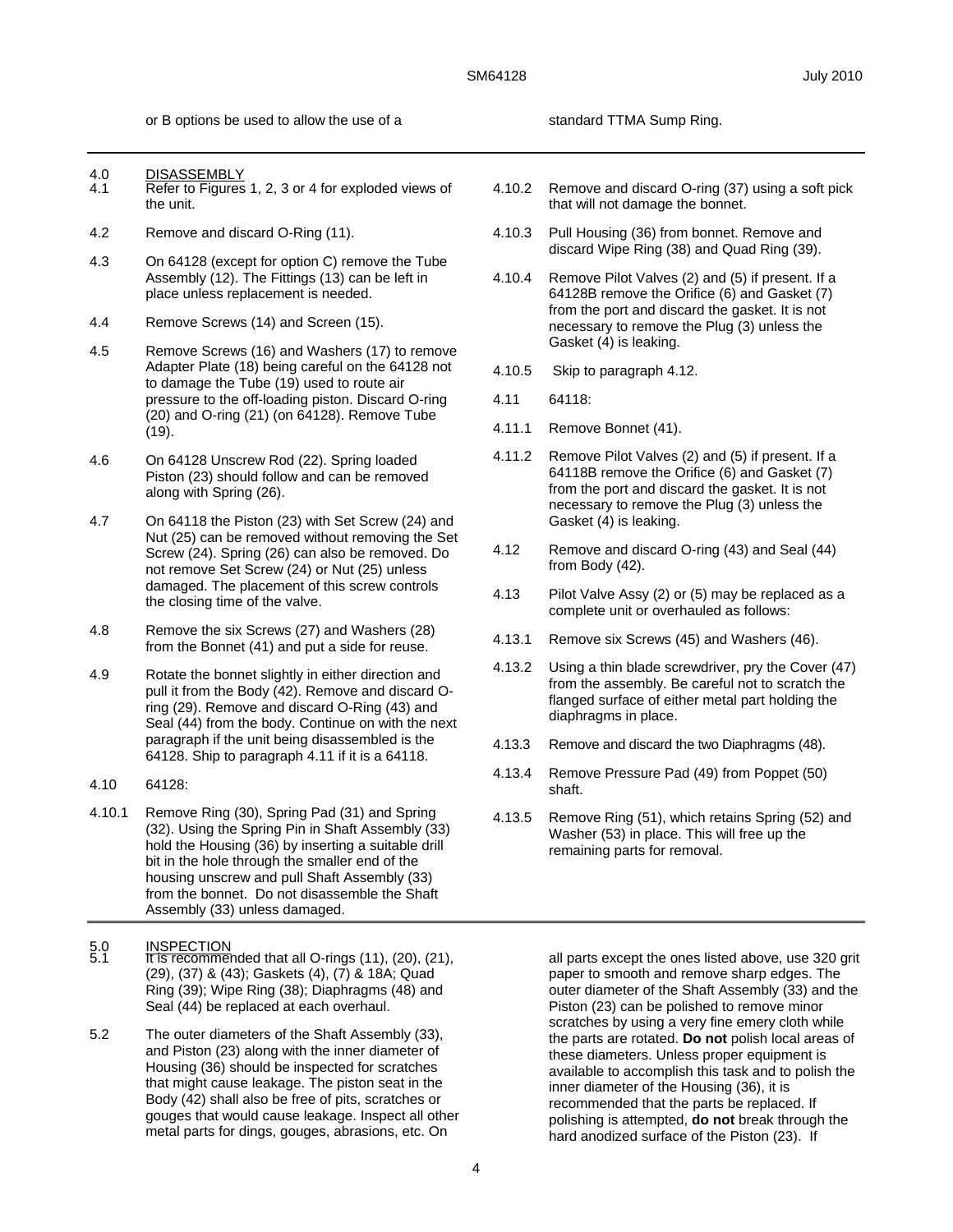or B options be used to allow the use of a standard TTMA Sump Ring.

## 4.0 DISASSEMBLY

4.1 Refer to Figures 1, 2, 3 or 4 for exploded views of the unit.

4.2 Remove and discard O-Ring (11).

4.3 On 64128 (except for option C) remove the Tube Assembly (12). The Fittings (13) can be left in place unless replacement is needed.

4.4 Remove Screws (14) and Screen (15).

4.5 Remove Screws (16) and Washers (17) to remove Adapter Plate (18) being careful on the 64128 not to damage the Tube (19) used to route air pressure to the off-loading piston. Discard O-ring (20) and O-ring (21) (on 64128). Remove Tube (19).

4.6 On 64128 Unscrew Rod (22). Spring loaded Piston (23) should follow and can be removed along with Spring (26).

4.7 On 64118 the Piston (23) with Set Screw (24) and Nut (25) can be removed without removing the Set Screw (24). Spring (26) can also be removed. Do not remove Set Screw (24) or Nut (25) unless damaged. The placement of this screw controls the closing time of the valve.

4.8 Remove the six Screws (27) and Washers (28) from the Bonnet (41) and put a side for reuse.

4.9 Rotate the bonnet slightly in either direction and pull it from the Body (42). Remove and discard O-ring (29). Remove and discard O-Ring (43) and Seal (44) from the body. Continue on with the next paragraph if the unit being disassembled is the 64128. Ship to paragraph 4.11 if it is a 64118.

4.10 64128:

4.10.1 Remove Ring (30), Spring Pad (31) and Spring (32). Using the Spring Pin in Shaft Assembly (33) hold the Housing (36) by inserting a suitable drill bit in the hole through the smaller end of the housing unscrew and pull Shaft Assembly (33) from the bonnet. Do not disassemble the Shaft Assembly (33) unless damaged.

4.10.2 Remove and discard O-ring (37) using a soft pick that will not damage the bonnet.

4.10.3 Pull Housing (36) from bonnet. Remove and discard Wipe Ring (38) and Quad Ring (39).

4.10.4 Remove Pilot Valves (2) and (5) if present. If a 64128B remove the Orifice (6) and Gasket (7) from the port and discard the gasket. It is not necessary to remove the Plug (3) unless the Gasket (4) is leaking.

4.10.5 Skip to paragraph 4.12.

4.11 64118:

4.11.1 Remove Bonnet (41).

4.11.2 Remove Pilot Valves (2) and (5) if present. If a 64118B remove the Orifice (6) and Gasket (7) from the port and discard the gasket. It is not necessary to remove the Plug (3) unless the Gasket (4) is leaking.

4.12 Remove and discard O-ring (43) and Seal (44) from Body (42).

4.13 Pilot Valve Assy (2) or (5) may be replaced as a complete unit or overhauled as follows:

4.13.1 Remove six Screws (45) and Washers (46).

4.13.2 Using a thin blade screwdriver, pry the Cover (47) from the assembly. Be careful not to scratch the flanged surface of either metal part holding the diaphragms in place.

4.13.3 Remove and discard the two Diaphragms (48).

4.13.4 Remove Pressure Pad (49) from Poppet (50) shaft.

4.13.5 Remove Ring (51), which retains Spring (52) and Washer (53) in place. This will free up the remaining parts for removal.

## 5.0 INSPECTION

5.1 It is recommended that all O-rings (11), (20), (21), (29), (37) & (43); Gaskets (4), (7) & 18A; Quad Ring (39); Wipe Ring (38); Diaphragms (48) and Seal (44) be replaced at each overhaul.

5.2 The outer diameters of the Shaft Assembly (33), and Piston (23) along with the inner diameter of Housing (36) should be inspected for scratches that might cause leakage. The piston seat in the Body (42) shall also be free of pits, scratches or gouges that would cause leakage. Inspect all other metal parts for dings, gouges, abrasions, etc. On all parts except the ones listed above, use 320 grit paper to smooth and remove sharp edges. The outer diameter of the Shaft Assembly (33) and the Piston (23) can be polished to remove minor scratches by using a very fine emery cloth while the parts are rotated. **Do not** polish local areas of these diameters. Unless proper equipment is available to accomplish this task and to polish the inner diameter of the Housing (36), it is recommended that the parts be replaced. If polishing is attempted, **do not** break through the hard anodized surface of the Piston (23). If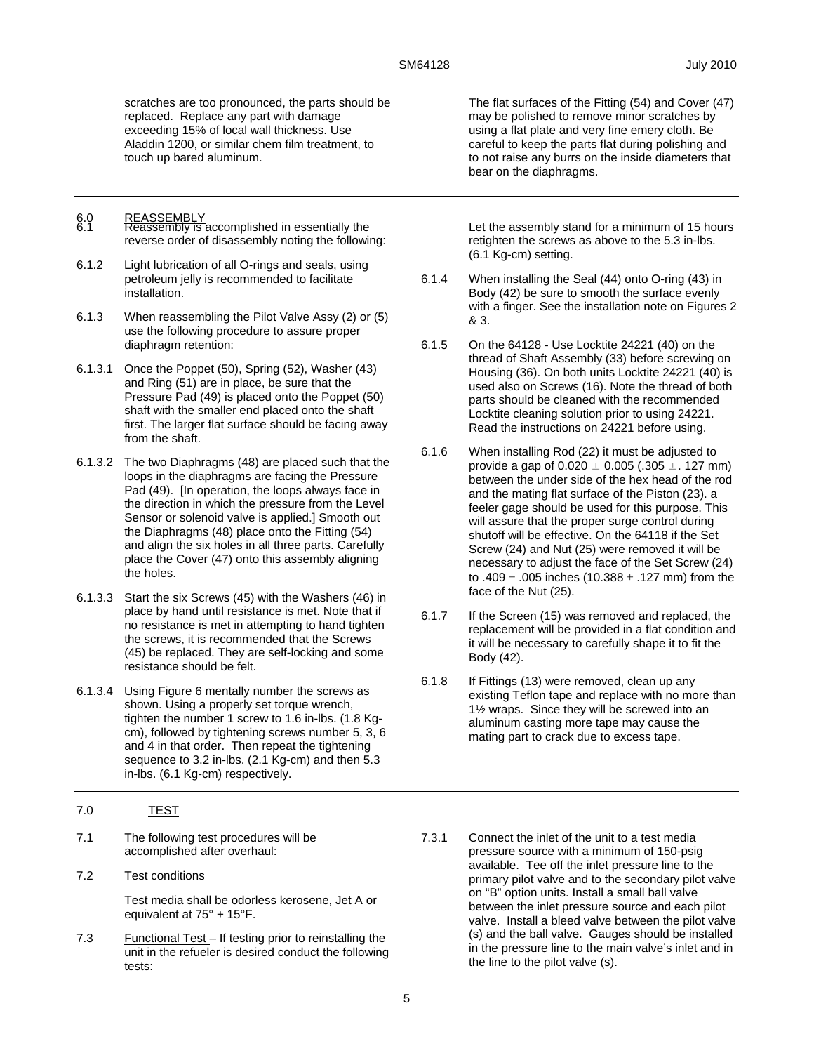scratches are too pronounced, the parts should be replaced. Replace any part with damage exceeding 15% of local wall thickness. Use Aladdin 1200, or similar chem film treatment, to touch up bared aluminum.

The flat surfaces of the Fitting (54) and Cover (47) may be polished to remove minor scratches by using a flat plate and very fine emery cloth. Be careful to keep the parts flat during polishing and to not raise any burrs on the inside diameters that bear on the diaphragms.

## 6.0 REASSEMBLY

6.1 Reassembly is accomplished in essentially the reverse order of disassembly noting the following:

6.1.2 Light lubrication of all O-rings and seals, using petroleum jelly is recommended to facilitate installation.

6.1.3 When reassembling the Pilot Valve Assy (2) or (5) use the following procedure to assure proper diaphragm retention:

6.1.3.1 Once the Poppet (50), Spring (52), Washer (43) and Ring (51) are in place, be sure that the Pressure Pad (49) is placed onto the Poppet (50) shaft with the smaller end placed onto the shaft first. The larger flat surface should be facing away from the shaft.

6.1.3.2 The two Diaphragms (48) are placed such that the loops in the diaphragms are facing the Pressure Pad (49). [In operation, the loops always face in the direction in which the pressure from the Level Sensor or solenoid valve is applied.] Smooth out the Diaphragms (48) place onto the Fitting (54) and align the six holes in all three parts. Carefully place the Cover (47) onto this assembly aligning the holes.

6.1.3.3 Start the six Screws (45) with the Washers (46) in place by hand until resistance is met. Note that if no resistance is met in attempting to hand tighten the screws, it is recommended that the Screws (45) be replaced. They are self-locking and some resistance should be felt.

6.1.3.4 Using Figure 6 mentally number the screws as shown. Using a properly set torque wrench, tighten the number 1 screw to 1.6 in-lbs. (1.8 Kg-cm), followed by tightening screws number 5, 3, 6 and 4 in that order. Then repeat the tightening sequence to 3.2 in-lbs. (2.1 Kg-cm) and then 5.3 in-lbs. (6.1 Kg-cm) respectively.

Let the assembly stand for a minimum of 15 hours retighten the screws as above to the 5.3 in-lbs. (6.1 Kg-cm) setting.

6.1.4 When installing the Seal (44) onto O-ring (43) in Body (42) be sure to smooth the surface evenly with a finger. See the installation note on Figures 2 & 3.

6.1.5 On the 64128 - Use Locktite 24221 (40) on the thread of Shaft Assembly (33) before screwing on Housing (36). On both units Locktite 24221 (40) is used also on Screws (16). Note the thread of both parts should be cleaned with the recommended Locktite cleaning solution prior to using 24221. Read the instructions on 24221 before using.

6.1.6 When installing Rod (22) it must be adjusted to provide a gap of 0.020 $\pm$ 0.005 (.305 $\pm$. 127 mm) between the under side of the hex head of the rod and the mating flat surface of the Piston (23). a feeler gage should be used for this purpose. This will assure that the proper surge control during shutoff will be effective. On the 64118 if the Set Screw (24) and Nut (25) were removed it will be necessary to adjust the face of the Set Screw (24) to .409 $\pm$ .005 inches (10.388 $\pm$ .127 mm) from the face of the Nut (25).

6.1.7 If the Screen (15) was removed and replaced, the replacement will be provided in a flat condition and it will be necessary to carefully shape it to fit the Body (42).

6.1.8 If Fittings (13) were removed, clean up any existing Teflon tape and replace with no more than 1½ wraps. Since they will be screwed into an aluminum casting more tape may cause the mating part to crack due to excess tape.

## 7.0 TEST

7.1 The following test procedures will be accomplished after overhaul:

7.2 Test conditions

Test media shall be odorless kerosene, Jet A or equivalent at 75° $\pm$ 15°F.

7.3 Functional Test – If testing prior to reinstalling the unit in the refueler is desired conduct the following tests:

7.3.1 Connect the inlet of the unit to a test media pressure source with a minimum of 150-psig available. Tee off the inlet pressure line to the primary pilot valve and to the secondary pilot valve on “B” option units. Install a small ball valve between the inlet pressure source and each pilot valve. Install a bleed valve between the pilot valve (s) and the ball valve. Gauges should be installed in the pressure line to the main valve’s inlet and in the line to the pilot valve (s).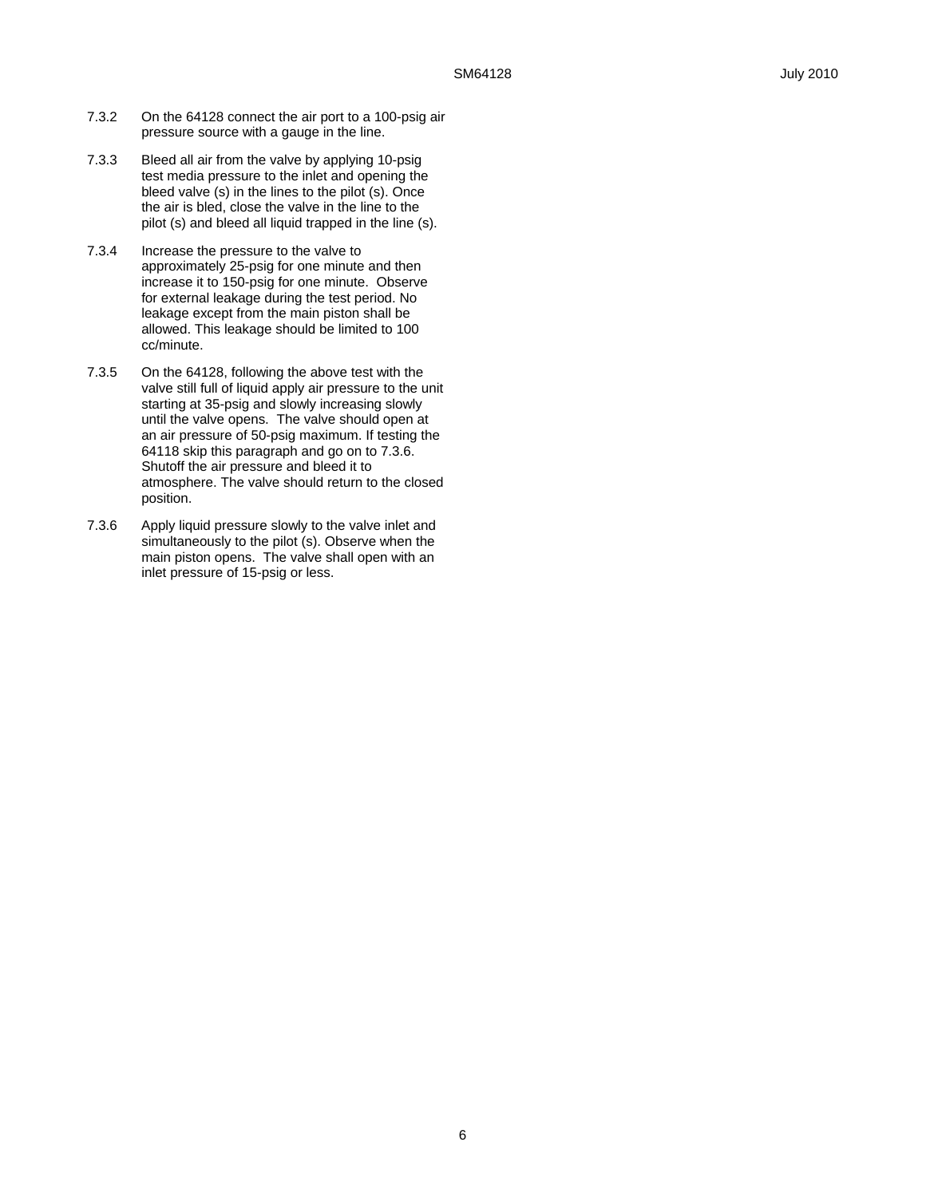7.3.2 On the 64128 connect the air port to a 100-psig air pressure source with a gauge in the line.

7.3.3 Bleed all air from the valve by applying 10-psig test media pressure to the inlet and opening the bleed valve (s) in the lines to the pilot (s). Once the air is bled, close the valve in the line to the pilot (s) and bleed all liquid trapped in the line (s).

7.3.4 Increase the pressure to the valve to approximately 25-psig for one minute and then increase it to 150-psig for one minute. Observe for external leakage during the test period. No leakage except from the main piston shall be allowed. This leakage should be limited to 100 cc/minute.

7.3.5 On the 64128, following the above test with the valve still full of liquid apply air pressure to the unit starting at 35-psig and slowly increasing slowly until the valve opens. The valve should open at an air pressure of 50-psig maximum. If testing the 64118 skip this paragraph and go on to 7.3.6. Shutoff the air pressure and bleed it to atmosphere. The valve should return to the closed position.

7.3.6 Apply liquid pressure slowly to the valve inlet and simultaneously to the pilot (s). Observe when the main piston opens. The valve shall open with an inlet pressure of 15-psig or less.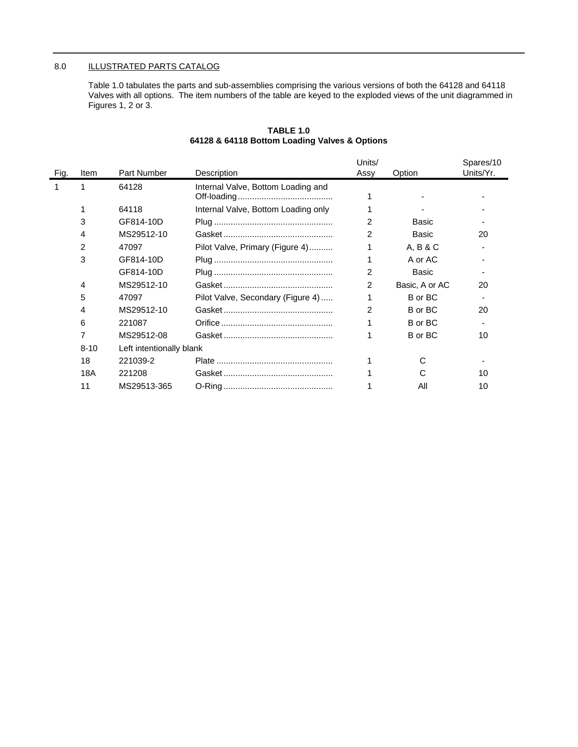## 8.0 ILLUSTRATED PARTS CATALOG

Table 1.0 tabulates the parts and sub-assemblies comprising the various versions of both the 64128 and 64118 Valves with all options. The item numbers of the table are keyed to the exploded views of the unit diagrammed in Figures 1, 2 or 3.

**TABLE 1.0**
**64128 & 64118 Bottom Loading Valves & Options**

| Fig. | Item | Part Number | Description | Units/ Assy | Option | Spares/10 Units/Yr. |
|---|---|---|---|---|---|---|
| 1 | 1 | 64128 | Internal Valve, Bottom Loading and Off-loading........................................ | 1 | - | - |
| | 1 | 64118 | Internal Valve, Bottom Loading only | 1 | - | - |
| | 3 | GF814-10D | Plug ................................................. | 2 | Basic | - |
| | 4 | MS29512-10 | Gasket ............................................. | 2 | Basic | 20 |
| | 2 | 47097 | Pilot Valve, Primary (Figure 4).......... | 1 | A, B & C | - |
| | 3 | GF814-10D | Plug ................................................. | 1 | A or AC | - |
| | | GF814-10D | Plug ................................................. | 2 | Basic | - |
| | 4 | MS29512-10 | Gasket ............................................. | 2 | Basic, A or AC | 20 |
| | 5 | 47097 | Pilot Valve, Secondary (Figure 4)..... | 1 | B or BC | - |
| | 4 | MS29512-10 | Gasket ............................................. | 2 | B or BC | 20 |
| | 6 | 221087 | Orifice .............................................. | 1 | B or BC | - |
| | 7 | MS29512-08 | Gasket ............................................. | 1 | B or BC | 10 |
| | 8-10 | Left intentionally blank | | | | |
| | 18 | 221039-2 | Plate ................................................ | 1 | C | - |
| | 18A | 221208 | Gasket ............................................. | 1 | C | 10 |
| | 11 | MS29513-365 | O-Ring ............................................. | 1 | All | 10 |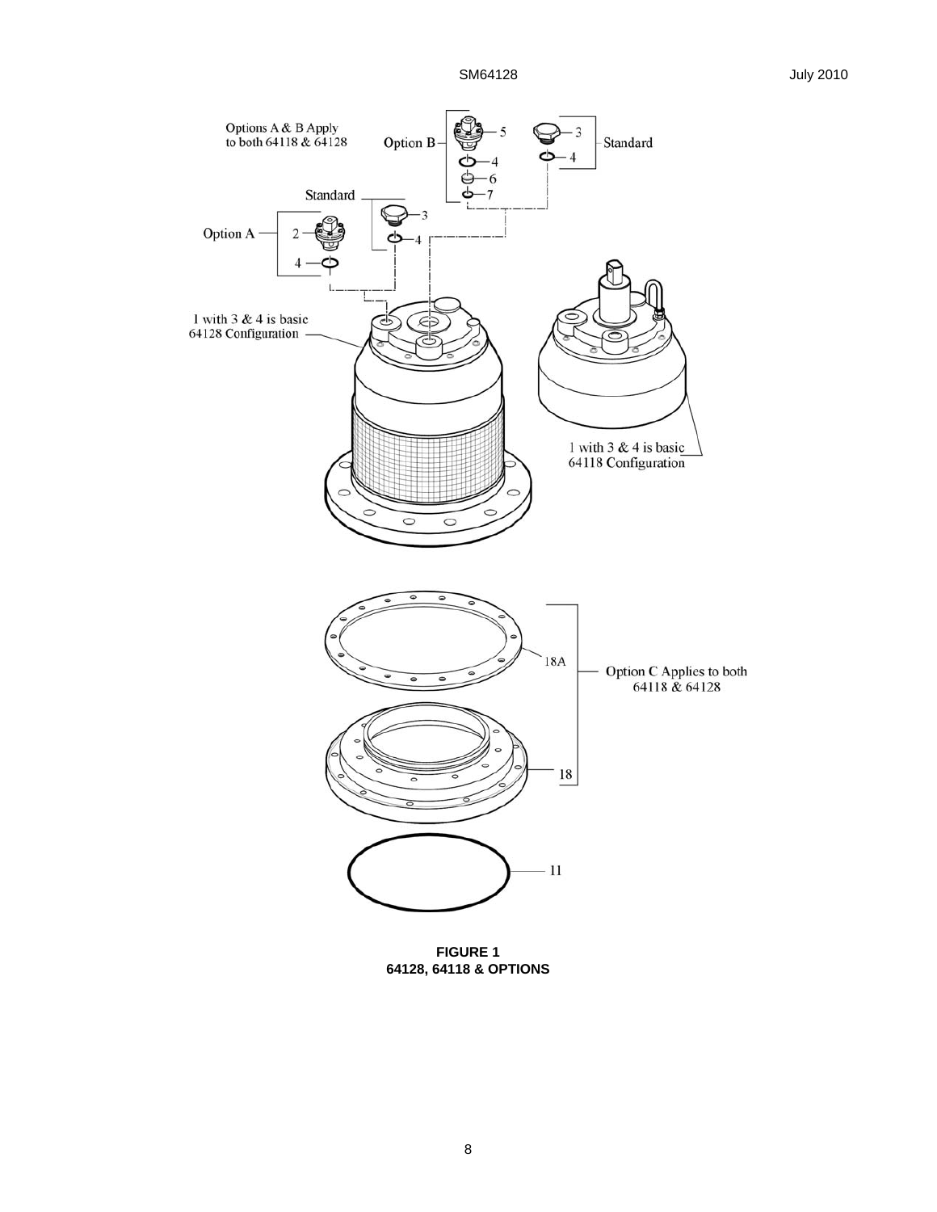Options A & B Apply to both 64118 & 64128

Option B — 5, 4, 6, 7

Standard — 3, 4

Standard — 3, 4

Option A — 2, 4

1 with 3 & 4 is basic 64128 Configuration

1 with 3 & 4 is basic 64118 Configuration

18A

Option C Applies to both 64118 & 64128

18

11

**FIGURE 1**
**64128, 64118 & OPTIONS**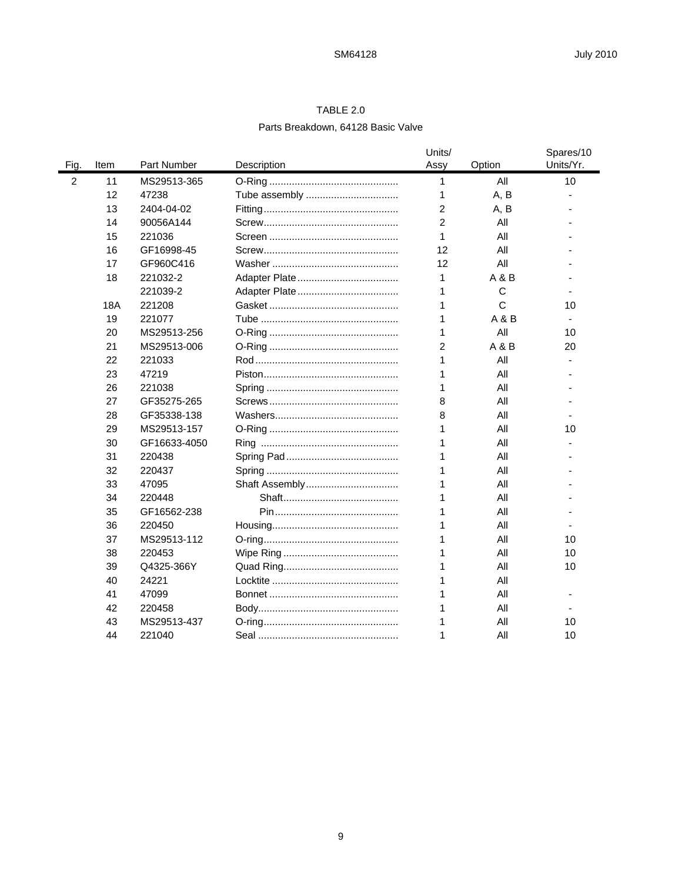TABLE 2.0

Parts Breakdown, 64128 Basic Valve

| Fig. | Item | Part Number | Description | Units/ Assy | Option | Spares/10 Units/Yr. |
|---|---|---|---|---|---|---|
| 2 | 11 | MS29513-365 | O-Ring | 1 | All | 10 |
| | 12 | 47238 | Tube assembly | 1 | A, B | - |
| | 13 | 2404-04-02 | Fitting | 2 | A, B | - |
| | 14 | 90056A144 | Screw | 2 | All | - |
| | 15 | 221036 | Screen | 1 | All | - |
| | 16 | GF16998-45 | Screw | 12 | All | - |
| | 17 | GF960C416 | Washer | 12 | All | - |
| | 18 | 221032-2 | Adapter Plate | 1 | A & B | - |
| | | 221039-2 | Adapter Plate | 1 | C | - |
| | 18A | 221208 | Gasket | 1 | C | 10 |
| | 19 | 221077 | Tube | 1 | A & B | - |
| | 20 | MS29513-256 | O-Ring | 1 | All | 10 |
| | 21 | MS29513-006 | O-Ring | 2 | A & B | 20 |
| | 22 | 221033 | Rod | 1 | All | - |
| | 23 | 47219 | Piston | 1 | All | - |
| | 26 | 221038 | Spring | 1 | All | - |
| | 27 | GF35275-265 | Screws | 8 | All | - |
| | 28 | GF35338-138 | Washers | 8 | All | - |
| | 29 | MS29513-157 | O-Ring | 1 | All | 10 |
| | 30 | GF16633-4050 | Ring | 1 | All | - |
| | 31 | 220438 | Spring Pad | 1 | All | - |
| | 32 | 220437 | Spring | 1 | All | - |
| | 33 | 47095 | Shaft Assembly | 1 | All | - |
| | 34 | 220448 | Shaft | 1 | All | - |
| | 35 | GF16562-238 | Pin | 1 | All | - |
| | 36 | 220450 | Housing | 1 | All | - |
| | 37 | MS29513-112 | O-ring | 1 | All | 10 |
| | 38 | 220453 | Wipe Ring | 1 | All | 10 |
| | 39 | Q4325-366Y | Quad Ring | 1 | All | 10 |
| | 40 | 24221 | Locktite | 1 | All | |
| | 41 | 47099 | Bonnet | 1 | All | - |
| | 42 | 220458 | Body | 1 | All | - |
| | 43 | MS29513-437 | O-ring | 1 | All | 10 |
| | 44 | 221040 | Seal | 1 | All | 10 |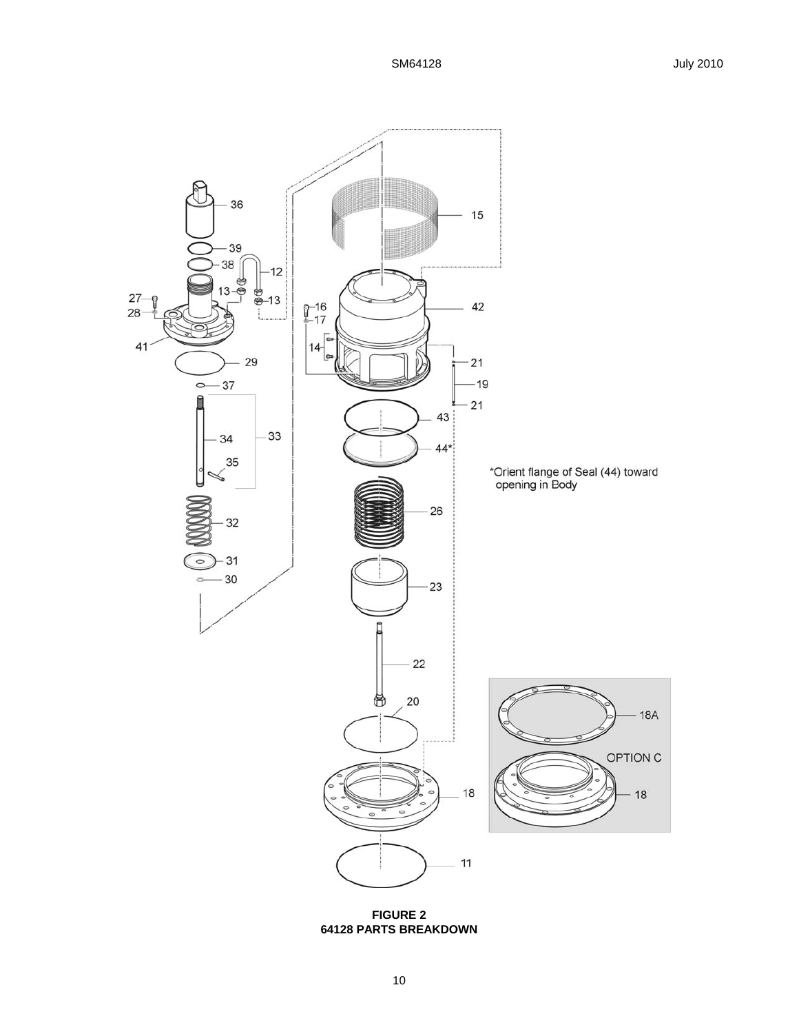*Orient flange of Seal (44) toward opening in Body

**FIGURE 2**
**64128 PARTS BREAKDOWN**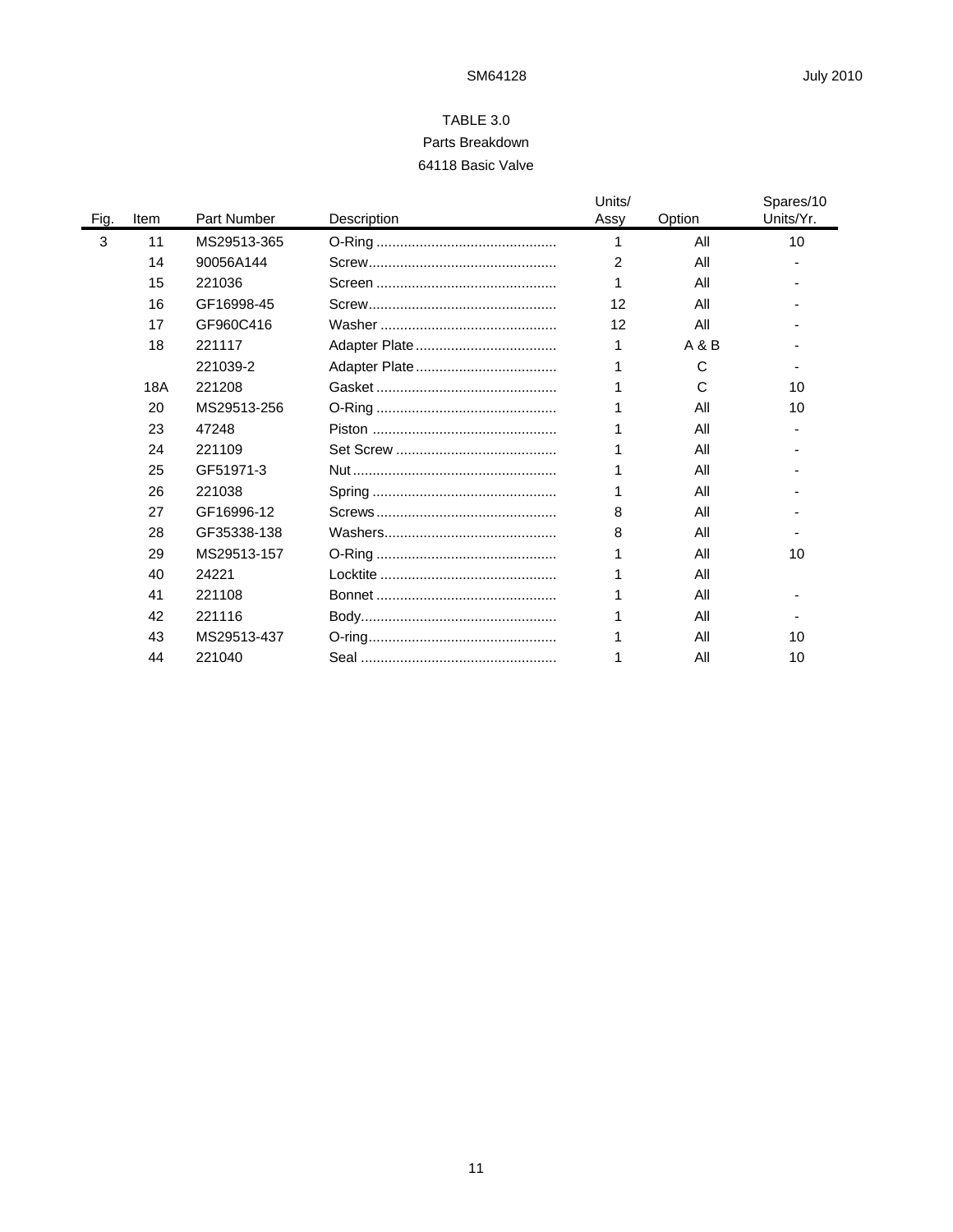## TABLE 3.0

## Parts Breakdown

## 64118 Basic Valve

| Fig. | Item | Part Number | Description | Units/ Assy | Option | Spares/10 Units/Yr. |
|---|---|---|---|---|---|---|
| 3 | 11 | MS29513-365 | O-Ring | 1 | All | 10 |
| | 14 | 90056A144 | Screw | 2 | All | - |
| | 15 | 221036 | Screen | 1 | All | - |
| | 16 | GF16998-45 | Screw | 12 | All | - |
| | 17 | GF960C416 | Washer | 12 | All | - |
| | 18 | 221117 | Adapter Plate | 1 | A & B | - |
| | | 221039-2 | Adapter Plate | 1 | C | - |
| | 18A | 221208 | Gasket | 1 | C | 10 |
| | 20 | MS29513-256 | O-Ring | 1 | All | 10 |
| | 23 | 47248 | Piston | 1 | All | - |
| | 24 | 221109 | Set Screw | 1 | All | - |
| | 25 | GF51971-3 | Nut | 1 | All | - |
| | 26 | 221038 | Spring | 1 | All | - |
| | 27 | GF16996-12 | Screws | 8 | All | - |
| | 28 | GF35338-138 | Washers | 8 | All | - |
| | 29 | MS29513-157 | O-Ring | 1 | All | 10 |
| | 40 | 24221 | Locktite | 1 | All | |
| | 41 | 221108 | Bonnet | 1 | All | - |
| | 42 | 221116 | Body | 1 | All | - |
| | 43 | MS29513-437 | O-ring | 1 | All | 10 |
| | 44 | 221040 | Seal | 1 | All | 10 |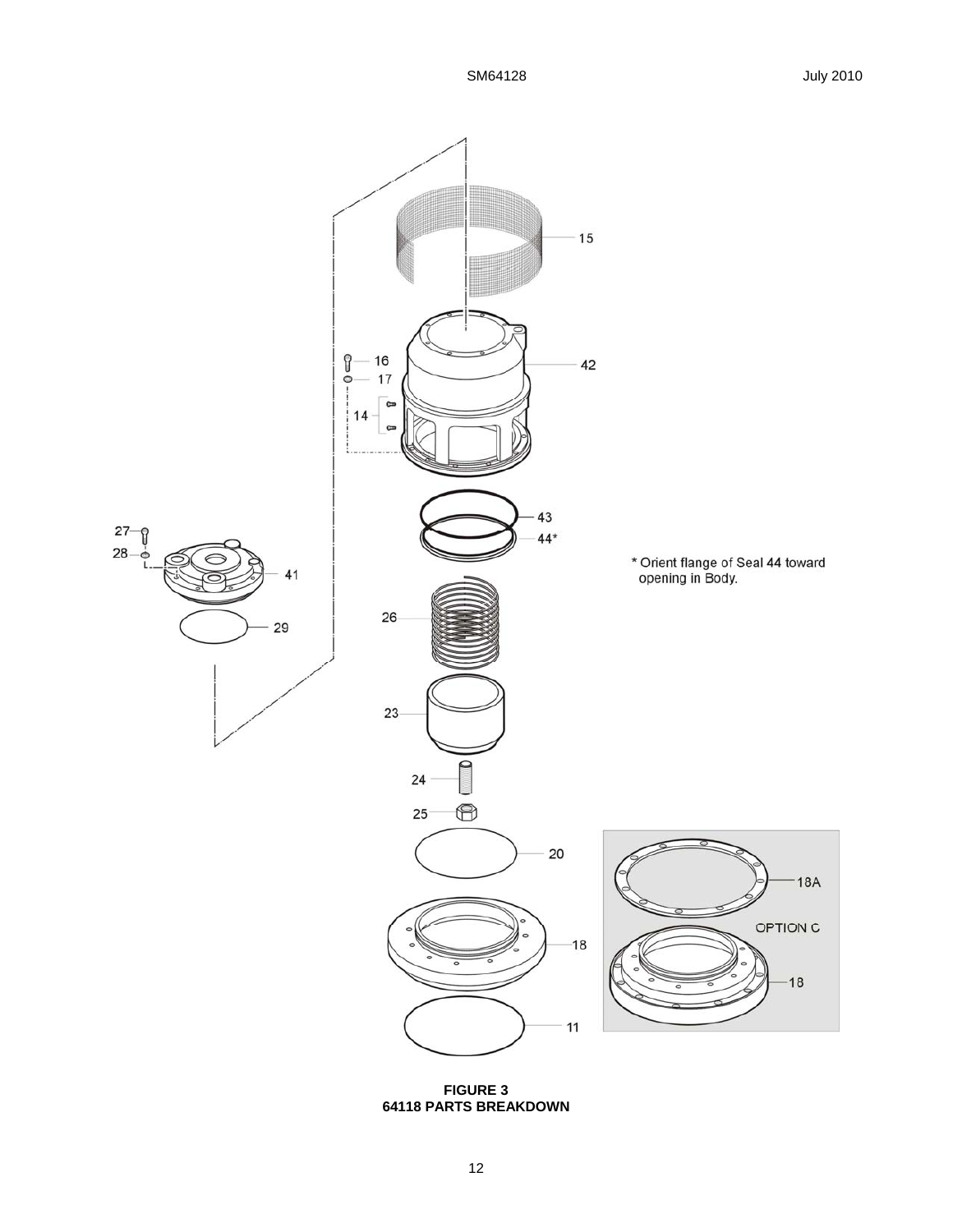15

42

16

17

14

43

44*

27

28

41

29

\* Orient flange of Seal 44 toward opening in Body.

26

23

24

25

20

18

11

18A

OPTION C

18

**FIGURE 3**
**64118 PARTS BREAKDOWN**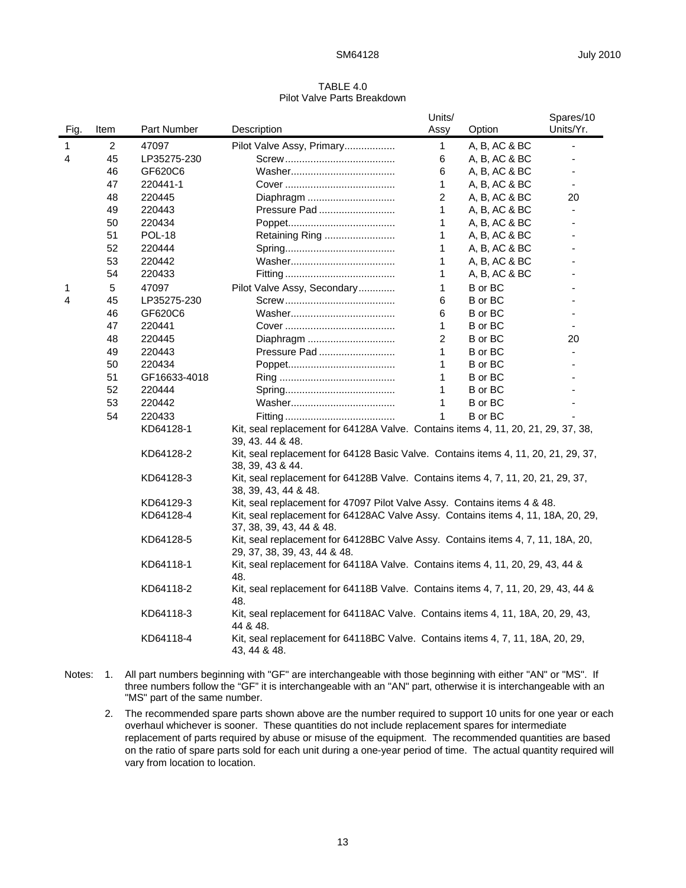TABLE 4.0
Pilot Valve Parts Breakdown

| Fig. | Item | Part Number | Description | Units/ Assy | Option | Spares/10 Units/Yr. |
|---|---|---|---|---|---|---|
| 1 | 2 | 47097 | Pilot Valve Assy, Primary.................. | 1 | A, B, AC & BC | - |
| 4 | 45 | LP35275-230 | Screw....................................... | 6 | A, B, AC & BC | - |
| | 46 | GF620C6 | Washer..................................... | 6 | A, B, AC & BC | - |
| | 47 | 220441-1 | Cover ....................................... | 1 | A, B, AC & BC | - |
| | 48 | 220445 | Diaphragm ............................... | 2 | A, B, AC & BC | 20 |
| | 49 | 220443 | Pressure Pad ........................... | 1 | A, B, AC & BC | - |
| | 50 | 220434 | Poppet...................................... | 1 | A, B, AC & BC | - |
| | 51 | POL-18 | Retaining Ring ......................... | 1 | A, B, AC & BC | - |
| | 52 | 220444 | Spring....................................... | 1 | A, B, AC & BC | - |
| | 53 | 220442 | Washer..................................... | 1 | A, B, AC & BC | - |
| | 54 | 220433 | Fitting ....................................... | 1 | A, B, AC & BC | - |
| 1 | 5 | 47097 | Pilot Valve Assy, Secondary............. | 1 | B or BC | - |
| 4 | 45 | LP35275-230 | Screw....................................... | 6 | B or BC | - |
| | 46 | GF620C6 | Washer..................................... | 6 | B or BC | - |
| | 47 | 220441 | Cover ....................................... | 1 | B or BC | - |
| | 48 | 220445 | Diaphragm ............................... | 2 | B or BC | 20 |
| | 49 | 220443 | Pressure Pad ........................... | 1 | B or BC | - |
| | 50 | 220434 | Poppet...................................... | 1 | B or BC | - |
| | 51 | GF16633-4018 | Ring ......................................... | 1 | B or BC | - |
| | 52 | 220444 | Spring....................................... | 1 | B or BC | - |
| | 53 | 220442 | Washer..................................... | 1 | B or BC | - |
| | 54 | 220433 | Fitting ....................................... | 1 | B or BC | - |
| | | KD64128-1 | Kit, seal replacement for 64128A Valve. Contains items 4, 11, 20, 21, 29, 37, 38, 39, 43. 44 & 48. | | | |
| | | KD64128-2 | Kit, seal replacement for 64128 Basic Valve. Contains items 4, 11, 20, 21, 29, 37, 38, 39, 43 & 44. | | | |
| | | KD64128-3 | Kit, seal replacement for 64128B Valve. Contains items 4, 7, 11, 20, 21, 29, 37, 38, 39, 43, 44 & 48. | | | |
| | | KD64129-3 | Kit, seal replacement for 47097 Pilot Valve Assy. Contains items 4 & 48. | | | |
| | | KD64128-4 | Kit, seal replacement for 64128AC Valve Assy. Contains items 4, 11, 18A, 20, 29, 37, 38, 39, 43, 44 & 48. | | | |
| | | KD64128-5 | Kit, seal replacement for 64128BC Valve Assy. Contains items 4, 7, 11, 18A, 20, 29, 37, 38, 39, 43, 44 & 48. | | | |
| | | KD64118-1 | Kit, seal replacement for 64118A Valve. Contains items 4, 11, 20, 29, 43, 44 & 48. | | | |
| | | KD64118-2 | Kit, seal replacement for 64118B Valve. Contains items 4, 7, 11, 20, 29, 43, 44 & 48. | | | |
| | | KD64118-3 | Kit, seal replacement for 64118AC Valve. Contains items 4, 11, 18A, 20, 29, 43, 44 & 48. | | | |
| | | KD64118-4 | Kit, seal replacement for 64118BC Valve. Contains items 4, 7, 11, 18A, 20, 29, 43, 44 & 48. | | | |

Notes:

1. All part numbers beginning with "GF" are interchangeable with those beginning with either "AN" or "MS". If three numbers follow the "GF" it is interchangeable with an "AN" part, otherwise it is interchangeable with an "MS" part of the same number.

2. The recommended spare parts shown above are the number required to support 10 units for one year or each overhaul whichever is sooner. These quantities do not include replacement spares for intermediate replacement of parts required by abuse or misuse of the equipment. The recommended quantities are based on the ratio of spare parts sold for each unit during a one-year period of time. The actual quantity required will vary from location to location.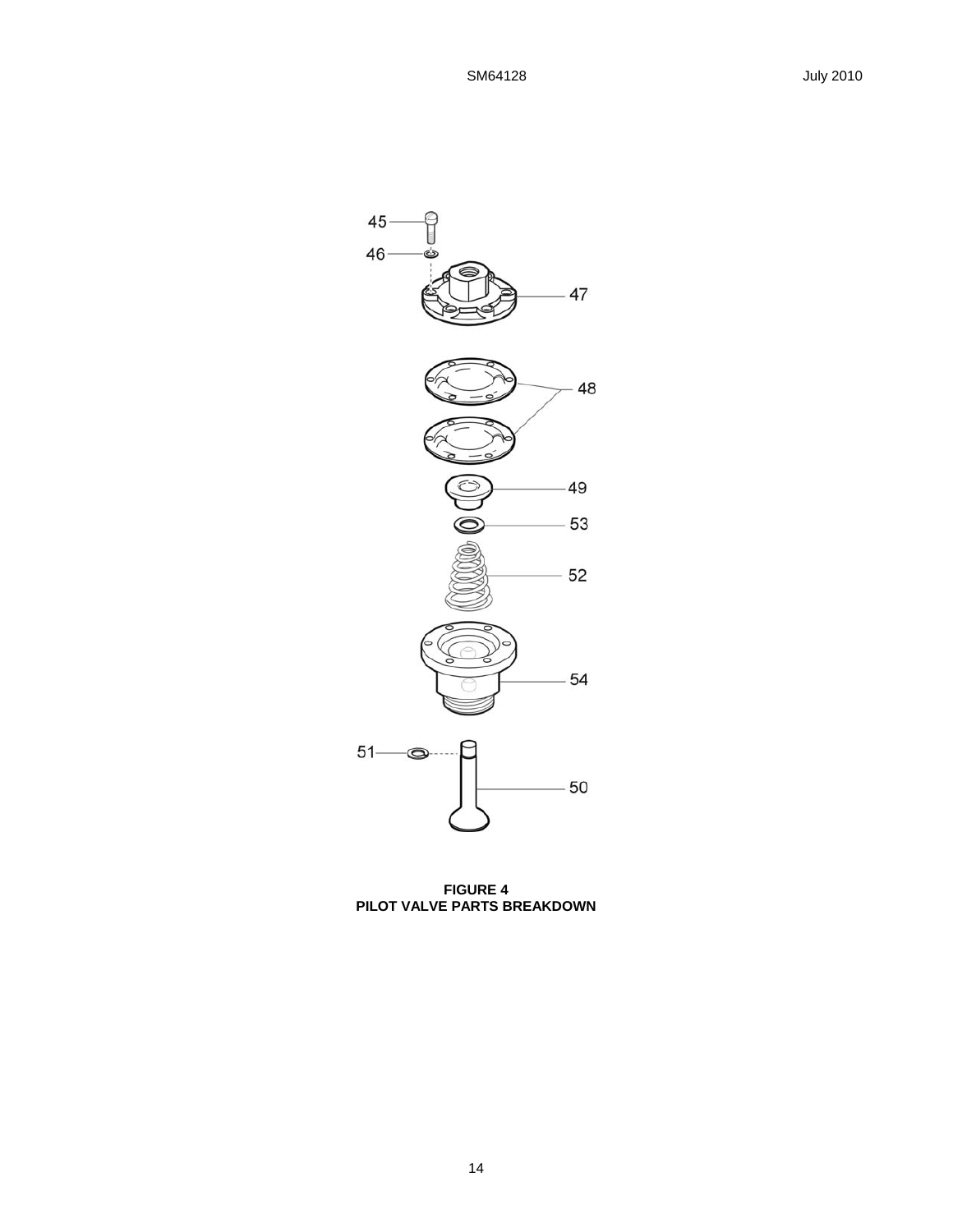**FIGURE 4**
**PILOT VALVE PARTS BREAKDOWN**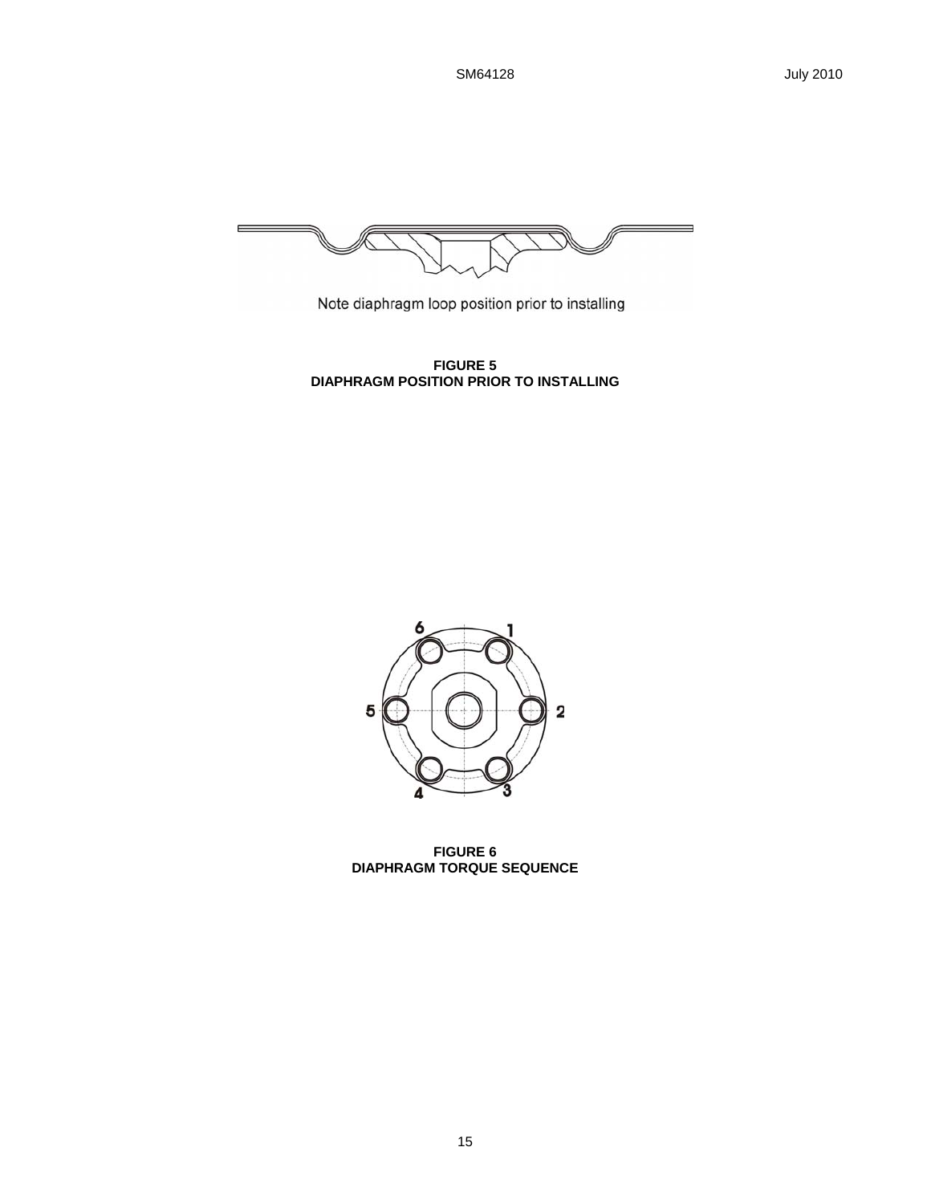Note diaphragm loop position prior to installing

**FIGURE 5**
**DIAPHRAGM POSITION PRIOR TO INSTALLING**

6 1

5 2

4 3

**FIGURE 6**
**DIAPHRAGM TORQUE SEQUENCE**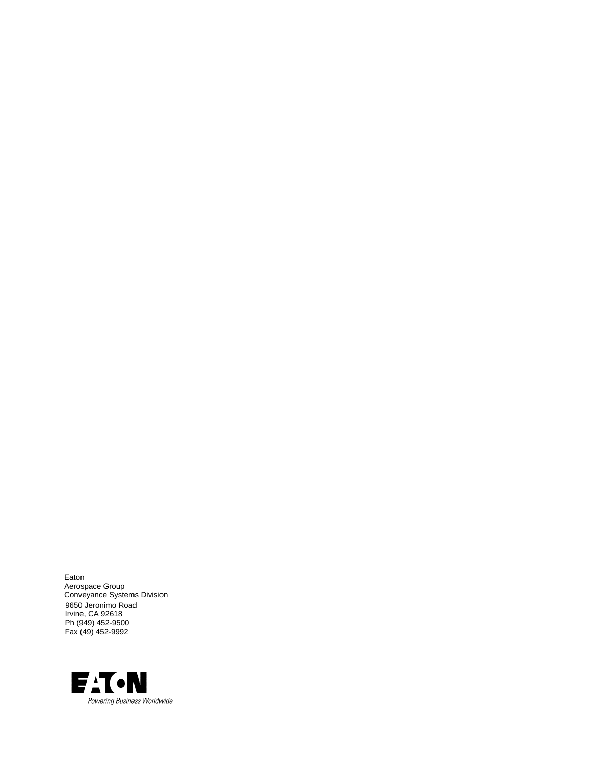Eaton
Aerospace Group
Conveyance Systems Division
9650 Jeronimo Road
Irvine, CA 92618
Ph (949) 452-9500
Fax (49) 452-9992

EATON
Powering Business Worldwide